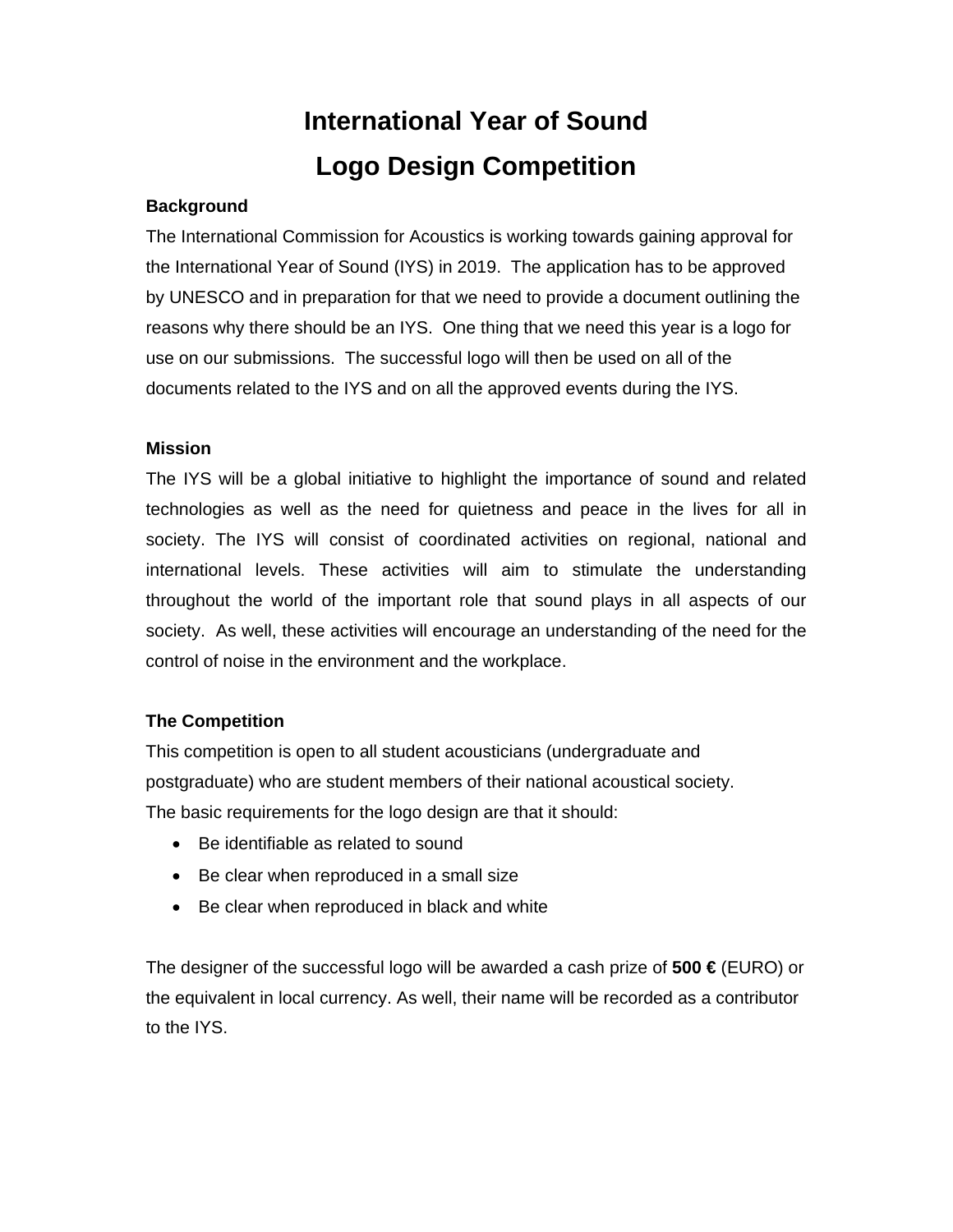# International Year of Sound
# Logo Design Competition

**Background**

The International Commission for Acoustics is working towards gaining approval for the International Year of Sound (IYS) in 2019. The application has to be approved by UNESCO and in preparation for that we need to provide a document outlining the reasons why there should be an IYS. One thing that we need this year is a logo for use on our submissions. The successful logo will then be used on all of the documents related to the IYS and on all the approved events during the IYS.

**Mission**

The IYS will be a global initiative to highlight the importance of sound and related technologies as well as the need for quietness and peace in the lives for all in society. The IYS will consist of coordinated activities on regional, national and international levels. These activities will aim to stimulate the understanding throughout the world of the important role that sound plays in all aspects of our society. As well, these activities will encourage an understanding of the need for the control of noise in the environment and the workplace.

**The Competition**

This competition is open to all student acousticians (undergraduate and postgraduate) who are student members of their national acoustical society.
The basic requirements for the logo design are that it should:

- Be identifiable as related to sound
- Be clear when reproduced in a small size
- Be clear when reproduced in black and white

The designer of the successful logo will be awarded a cash prize of **500 €** (EURO) or the equivalent in local currency. As well, their name will be recorded as a contributor to the IYS.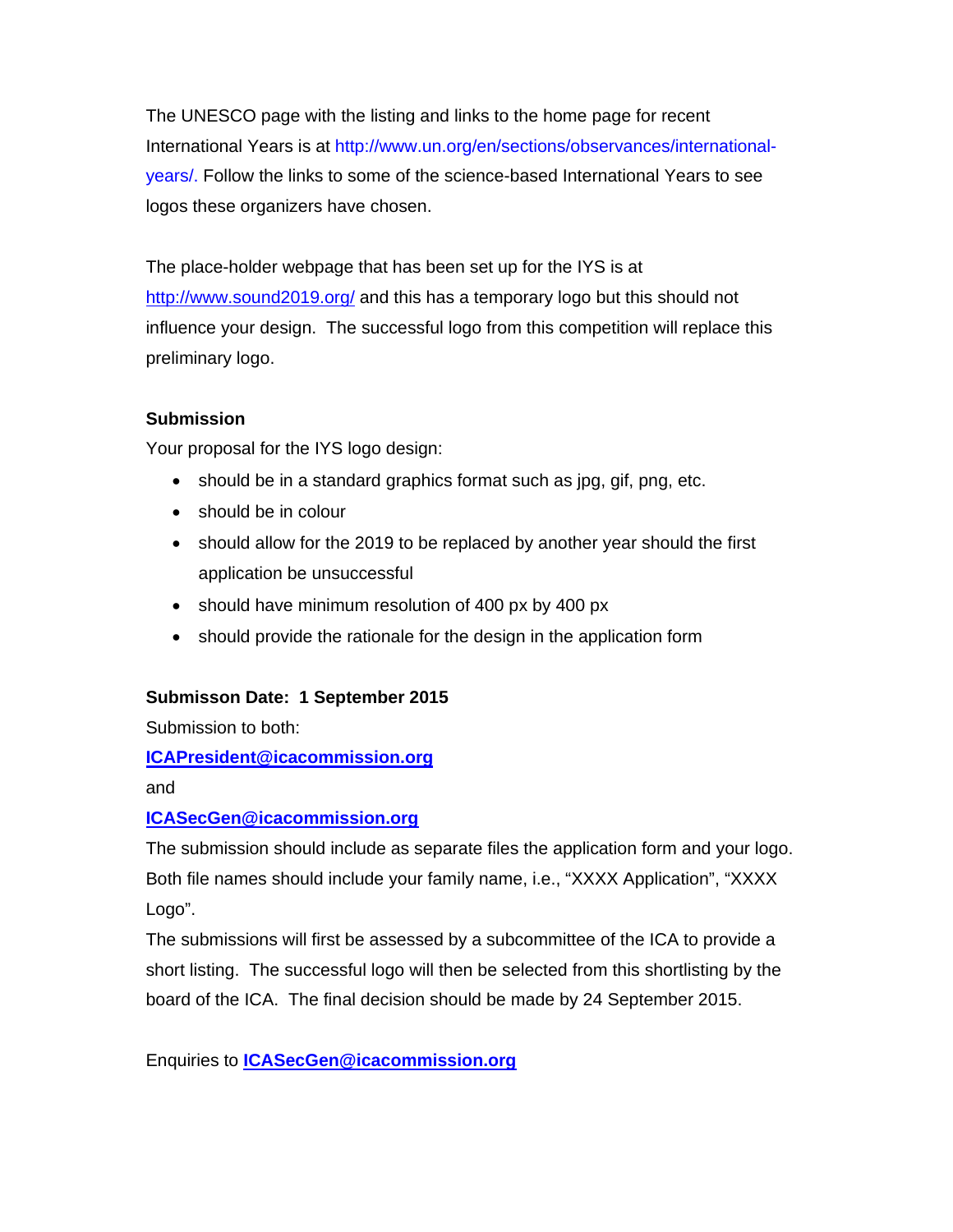The UNESCO page with the listing and links to the home page for recent International Years is at http://www.un.org/en/sections/observances/international-years/. Follow the links to some of the science-based International Years to see logos these organizers have chosen.

The place-holder webpage that has been set up for the IYS is at http://www.sound2019.org/ and this has a temporary logo but this should not influence your design. The successful logo from this competition will replace this preliminary logo.

**Submission**

Your proposal for the IYS logo design:

- should be in a standard graphics format such as jpg, gif, png, etc.
- should be in colour
- should allow for the 2019 to be replaced by another year should the first application be unsuccessful
- should have minimum resolution of 400 px by 400 px
- should provide the rationale for the design in the application form

**Submisson Date: 1 September 2015**

Submission to both:

**ICAPresident@icacommission.org**

and

**ICASecGen@icacommission.org**

The submission should include as separate files the application form and your logo. Both file names should include your family name, i.e., "XXXX Application", "XXXX Logo".

The submissions will first be assessed by a subcommittee of the ICA to provide a short listing. The successful logo will then be selected from this shortlisting by the board of the ICA. The final decision should be made by 24 September 2015.

Enquiries to **ICASecGen@icacommission.org**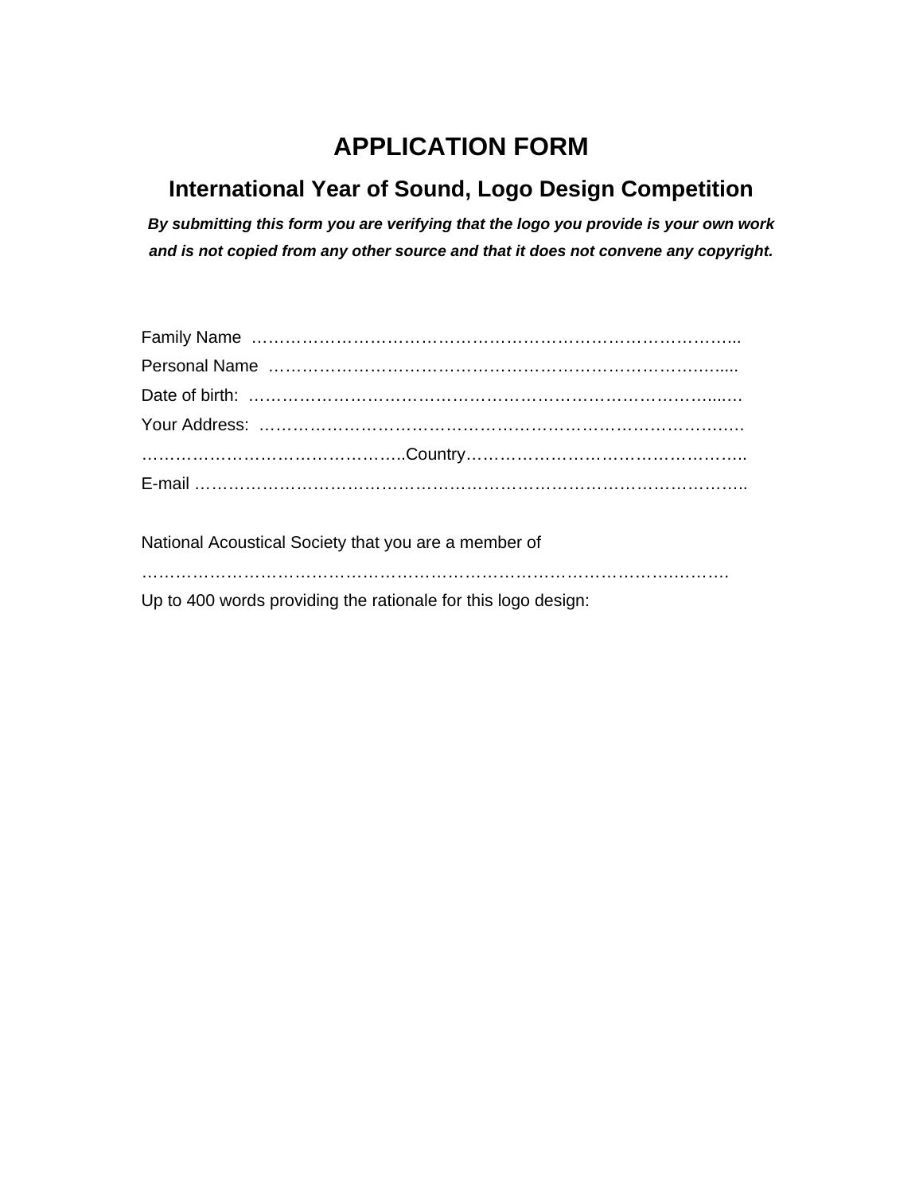# APPLICATION FORM

## International Year of Sound, Logo Design Competition

***By submitting this form you are verifying that the logo you provide is your own work and is not copied from any other source and that it does not convene any copyright.***

Family Name …………………………………………………………………………………...

Personal Name ……………………………………………………………………………......

Date of birth: ………………………………………………………………………………...…

Your Address: ………………………………………………………………………………….

………………………………………..Country…………………………………………….

E-mail ………………………………………………………………………………………….

National Acoustical Society that you are a member of

…………………………………………………………………………………………….

Up to 400 words providing the rationale for this logo design: